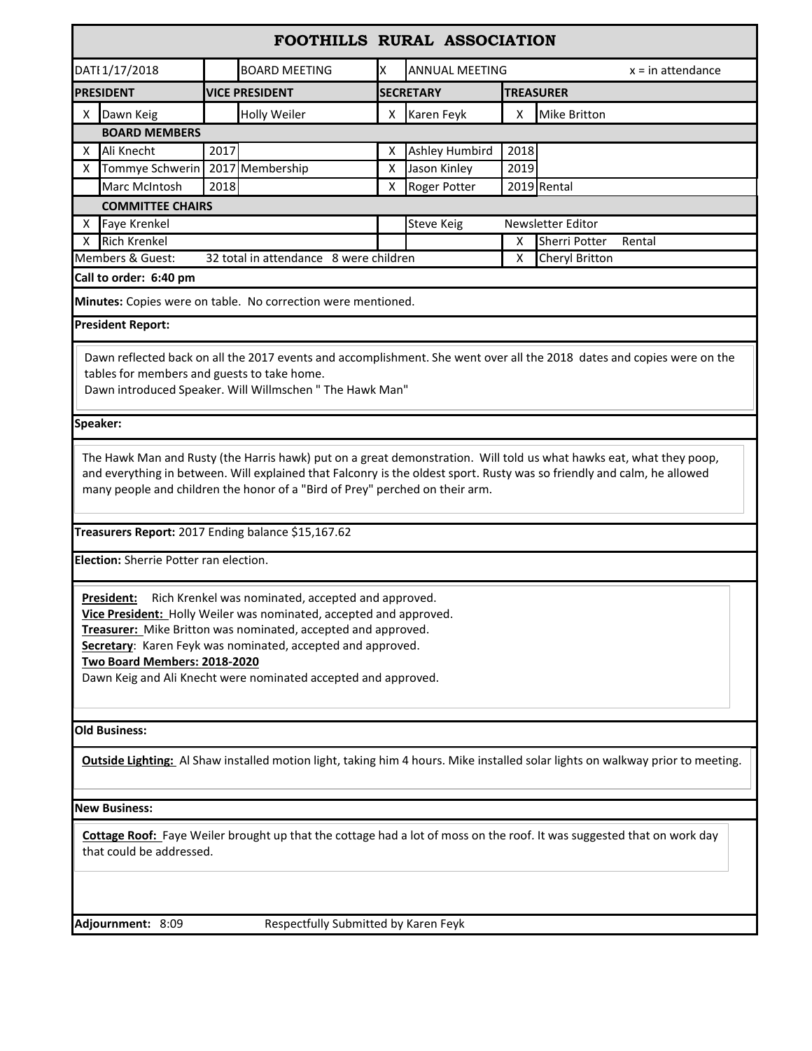# FOOTHILLS RURAL ASSOCIATION

| DATE 1/17/2018 | | BOARD MEETING | X | ANNUAL MEETING | | x = in attendance |
|---|---|---|---|---|---|---|
| **PRESIDENT** | | **VICE PRESIDENT** | | **SECRETARY** | | **TREASURER** |
| X | Dawn Keig | Holly Weiler | X | Karen Feyk | X | Mike Britton |

**BOARD MEMBERS**

| | | | | | | |
|---|---|---|---|---|---|---|
| X | Ali Knecht | 2017 | | X | Ashley Humbird | 2018 |
| X | Tommye Schwerin | 2017 | Membership | X | Jason Kinley | 2019 |
| | Marc McIntosh | 2018 | | X | Roger Potter | 2019 Rental |

**COMMITTEE CHAIRS**

| | | | | |
|---|---|---|---|---|
| X | Faye Krenkel | | Steve Keig | Newsletter Editor |
| X | Rich Krenkel | | X | Sherri Potter Rental |
| Members & Guest: | 32 total in attendance 8 were children | | X | Cheryl Britton |

**Call to order: 6:40 pm**

**Minutes:** Copies were on table. No correction were mentioned.

**President Report:**

Dawn reflected back on all the 2017 events and accomplishment. She went over all the 2018 dates and copies were on the tables for members and guests to take home.
Dawn introduced Speaker. Will Willmschen " The Hawk Man"

**Speaker:**

The Hawk Man and Rusty (the Harris hawk) put on a great demonstration. Will told us what hawks eat, what they poop, and everything in between. Will explained that Falconry is the oldest sport. Rusty was so friendly and calm, he allowed many people and children the honor of a "Bird of Prey" perched on their arm.

**Treasurers Report:** 2017 Ending balance $15,167.62

**Election:** Sherrie Potter ran election.

**President:** Rich Krenkel was nominated, accepted and approved.
**Vice President:** Holly Weiler was nominated, accepted and approved.
**Treasurer:** Mike Britton was nominated, accepted and approved.
**Secretary**: Karen Feyk was nominated, accepted and approved.
**Two Board Members: 2018-2020**
Dawn Keig and Ali Knecht were nominated accepted and approved.

**Old Business:**

**Outside Lighting:** Al Shaw installed motion light, taking him 4 hours. Mike installed solar lights on walkway prior to meeting.

**New Business:**

**Cottage Roof:** Faye Weiler brought up that the cottage had a lot of moss on the roof. It was suggested that on work day that could be addressed.

**Adjournment:** 8:09 Respectfully Submitted by Karen Feyk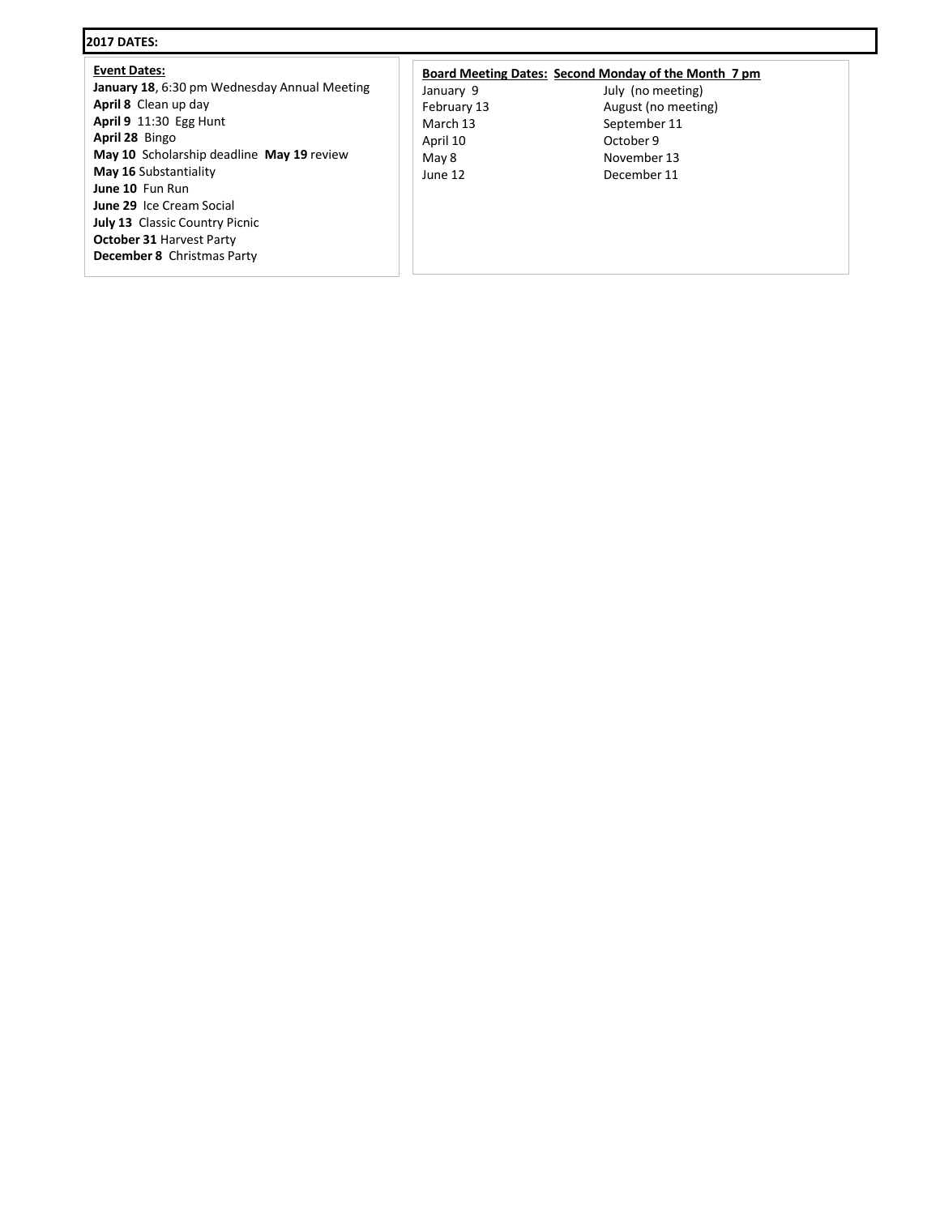**2017 DATES:**

**Event Dates:**

**January 18**, 6:30 pm Wednesday Annual Meeting
**April 8** Clean up day
**April 9** 11:30 Egg Hunt
**April 28** Bingo
**May 10** Scholarship deadline **May 19** review
**May 16** Substantiality
**June 10** Fun Run
**June 29** Ice Cream Social
**July 13** Classic Country Picnic
**October 31** Harvest Party
**December 8** Christmas Party

**Board Meeting Dates: Second Monday of the Month 7 pm**

| | |
|---|---|
| January 9 | July (no meeting) |
| February 13 | August (no meeting) |
| March 13 | September 11 |
| April 10 | October 9 |
| May 8 | November 13 |
| June 12 | December 11 |